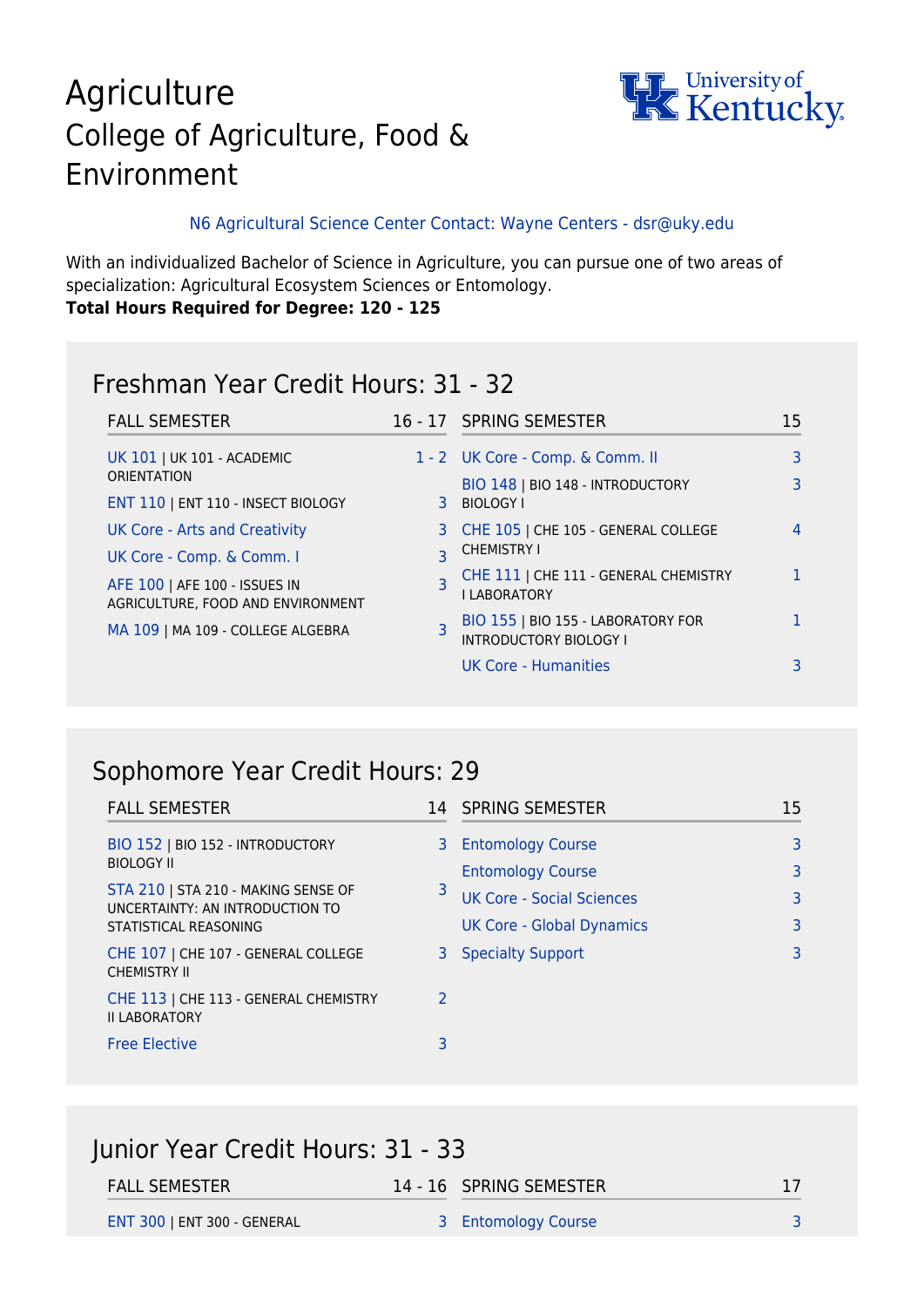# Agriculture

## College of Agriculture, Food & Environment

N6 Agricultural Science Center Contact: Wayne Centers - dsr@uky.edu

With an individualized Bachelor of Science in Agriculture, you can pursue one of two areas of specialization: Agricultural Ecosystem Sciences or Entomology.

**Total Hours Required for Degree: 120 - 125**

## Freshman Year Credit Hours: 31 - 32

| FALL SEMESTER | 16 - 17 |
|---|---|
| UK 101 \| UK 101 - ACADEMIC ORIENTATION | 1 - 2 |
| ENT 110 \| ENT 110 - INSECT BIOLOGY | 3 |
| UK Core - Arts and Creativity | 3 |
| UK Core - Comp. & Comm. I | 3 |
| AFE 100 \| AFE 100 - ISSUES IN AGRICULTURE, FOOD AND ENVIRONMENT | 3 |
| MA 109 \| MA 109 - COLLEGE ALGEBRA | 3 |

| SPRING SEMESTER | 15 |
|---|---|
| UK Core - Comp. & Comm. II | 3 |
| BIO 148 \| BIO 148 - INTRODUCTORY BIOLOGY I | 3 |
| CHE 105 \| CHE 105 - GENERAL COLLEGE CHEMISTRY I | 4 |
| CHE 111 \| CHE 111 - GENERAL CHEMISTRY I LABORATORY | 1 |
| BIO 155 \| BIO 155 - LABORATORY FOR INTRODUCTORY BIOLOGY I | 1 |
| UK Core - Humanities | 3 |

## Sophomore Year Credit Hours: 29

| FALL SEMESTER | 14 |
|---|---|
| BIO 152 \| BIO 152 - INTRODUCTORY BIOLOGY II | 3 |
| STA 210 \| STA 210 - MAKING SENSE OF UNCERTAINTY: AN INTRODUCTION TO STATISTICAL REASONING | 3 |
| CHE 107 \| CHE 107 - GENERAL COLLEGE CHEMISTRY II | 3 |
| CHE 113 \| CHE 113 - GENERAL CHEMISTRY II LABORATORY | 2 |
| Free Elective | 3 |

| SPRING SEMESTER | 15 |
|---|---|
| Entomology Course | 3 |
| Entomology Course | 3 |
| UK Core - Social Sciences | 3 |
| UK Core - Global Dynamics | 3 |
| Specialty Support | 3 |

## Junior Year Credit Hours: 31 - 33

| FALL SEMESTER | 14 - 16 |
|---|---|
| ENT 300 \| ENT 300 - GENERAL | 3 |

| SPRING SEMESTER | 17 |
|---|---|
| Entomology Course | 3 |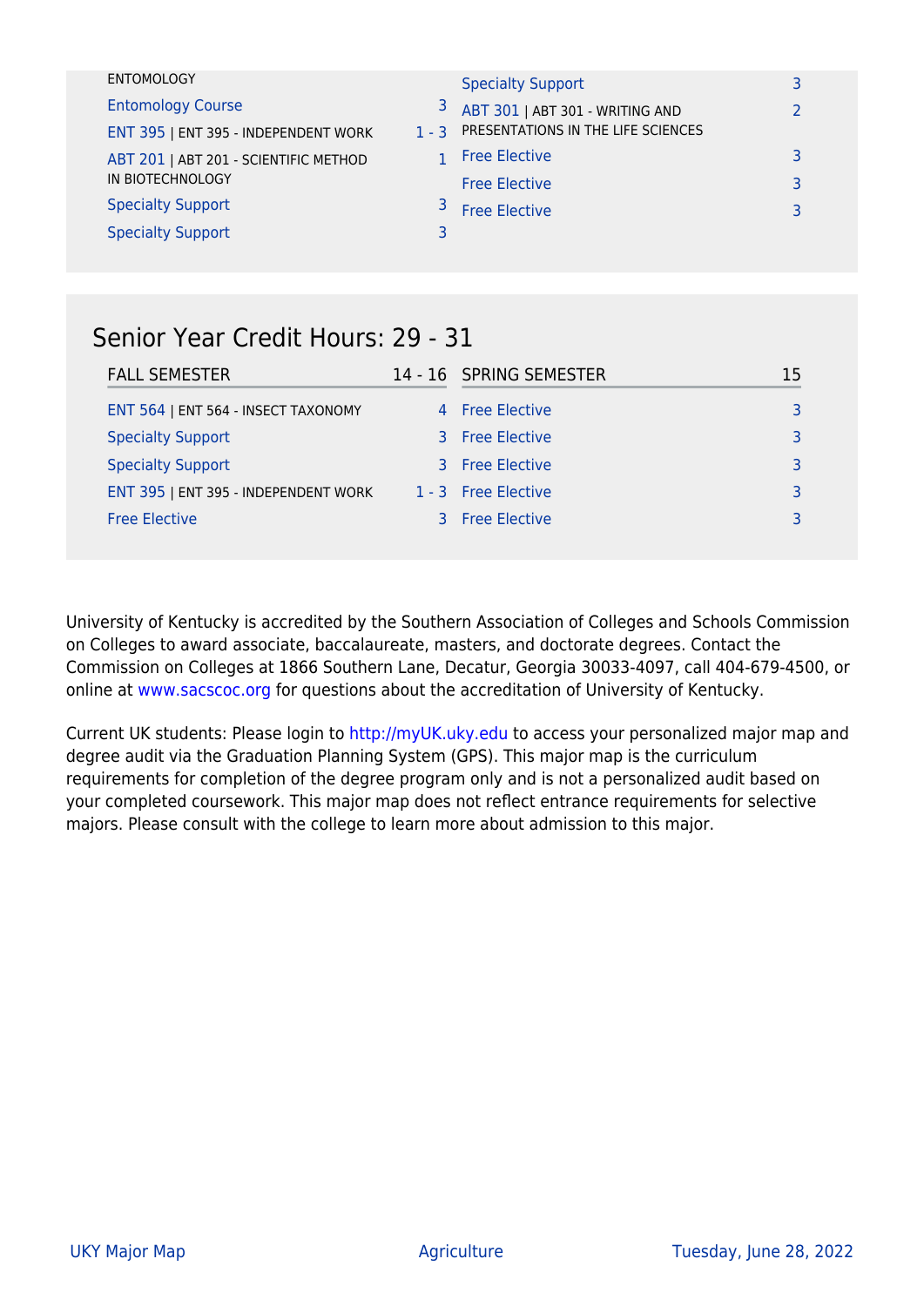| | | | |
|---|---|---|---|
| ENTOMOLOGY | | Specialty Support | 3 |
| Entomology Course | 3 | ABT 301 \| ABT 301 - WRITING AND PRESENTATIONS IN THE LIFE SCIENCES | 2 |
| ENT 395 \| ENT 395 - INDEPENDENT WORK | 1 - 3 | Free Elective | 3 |
| ABT 201 \| ABT 201 - SCIENTIFIC METHOD IN BIOTECHNOLOGY | 1 | Free Elective | 3 |
| Specialty Support | 3 | Free Elective | 3 |
| Specialty Support | 3 | | |

## Senior Year Credit Hours: 29 - 31

| FALL SEMESTER | 14 - 16 | SPRING SEMESTER | 15 |
|---|---|---|---|
| ENT 564 \| ENT 564 - INSECT TAXONOMY | 4 | Free Elective | 3 |
| Specialty Support | 3 | Free Elective | 3 |
| Specialty Support | 3 | Free Elective | 3 |
| ENT 395 \| ENT 395 - INDEPENDENT WORK | 1 - 3 | Free Elective | 3 |
| Free Elective | 3 | Free Elective | 3 |

University of Kentucky is accredited by the Southern Association of Colleges and Schools Commission on Colleges to award associate, baccalaureate, masters, and doctorate degrees. Contact the Commission on Colleges at 1866 Southern Lane, Decatur, Georgia 30033-4097, call 404-679-4500, or online at www.sacscoc.org for questions about the accreditation of University of Kentucky.

Current UK students: Please login to http://myUK.uky.edu to access your personalized major map and degree audit via the Graduation Planning System (GPS). This major map is the curriculum requirements for completion of the degree program only and is not a personalized audit based on your completed coursework. This major map does not reflect entrance requirements for selective majors. Please consult with the college to learn more about admission to this major.